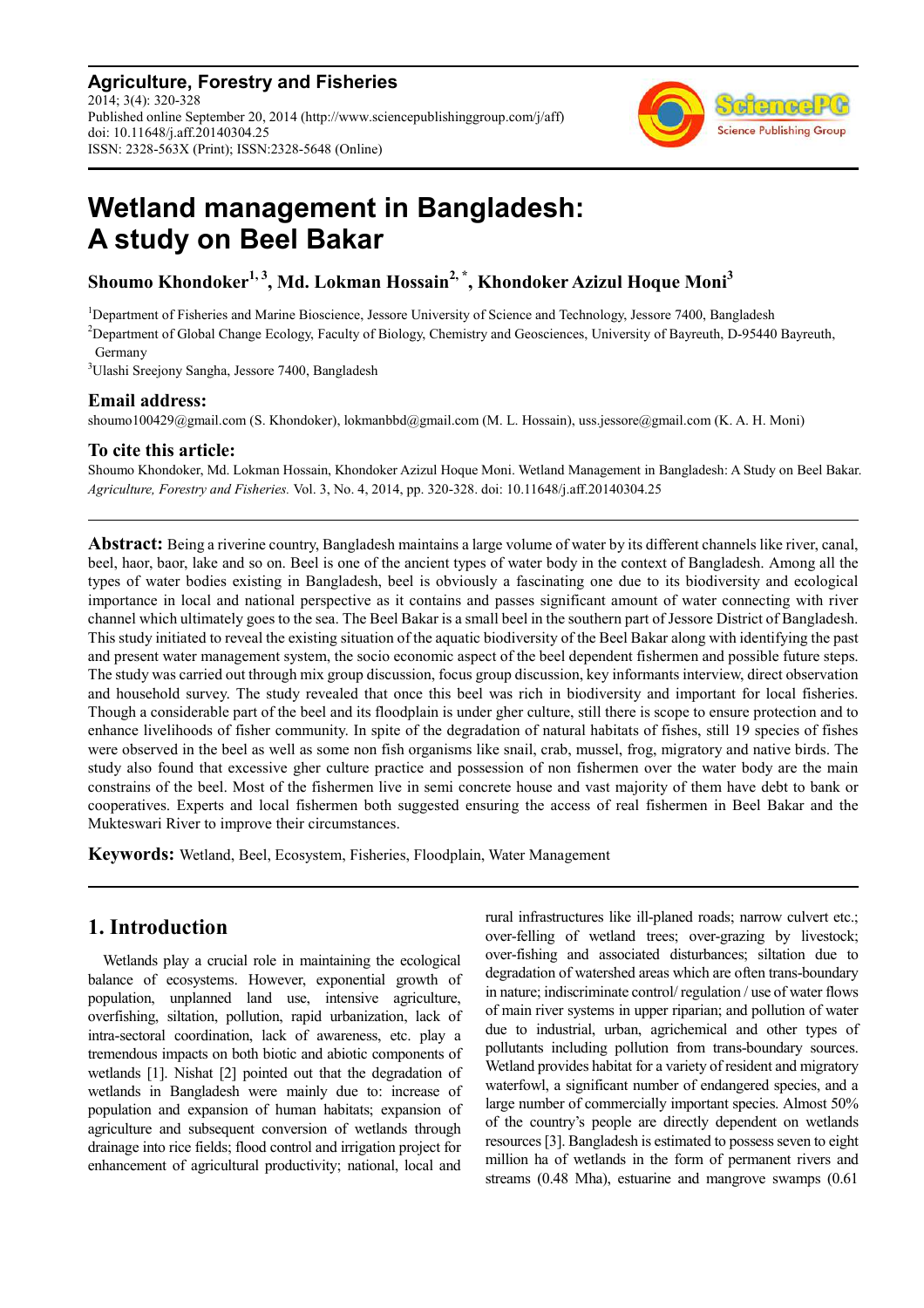**Agriculture, Forestry and Fisheries**
2014; 3(4): 320-328
Published online September 20, 2014 (http://www.sciencepublishinggroup.com/j/aff)
doi: 10.11648/j.aff.20140304.25
ISSN: 2328-563X (Print); ISSN:2328-5648 (Online)

# Wetland management in Bangladesh: A study on Beel Bakar

**Shoumo Khondoker[1, 3], Md. Lokman Hossain[2, *], Khondoker Azizul Hoque Moni[3]**

[1]Department of Fisheries and Marine Bioscience, Jessore University of Science and Technology, Jessore 7400, Bangladesh
[2]Department of Global Change Ecology, Faculty of Biology, Chemistry and Geosciences, University of Bayreuth, D-95440 Bayreuth, Germany
[3]Ulashi Sreejony Sangha, Jessore 7400, Bangladesh

### Email address:

shoumo100429@gmail.com (S. Khondoker), lokmanbbd@gmail.com (M. L. Hossain), uss.jessore@gmail.com (K. A. H. Moni)

### To cite this article:

Shoumo Khondoker, Md. Lokman Hossain, Khondoker Azizul Hoque Moni. Wetland Management in Bangladesh: A Study on Beel Bakar. *Agriculture, Forestry and Fisheries.* Vol. 3, No. 4, 2014, pp. 320-328. doi: 10.11648/j.aff.20140304.25

**Abstract:** Being a riverine country, Bangladesh maintains a large volume of water by its different channels like river, canal, beel, haor, baor, lake and so on. Beel is one of the ancient types of water body in the context of Bangladesh. Among all the types of water bodies existing in Bangladesh, beel is obviously a fascinating one due to its biodiversity and ecological importance in local and national perspective as it contains and passes significant amount of water connecting with river channel which ultimately goes to the sea. The Beel Bakar is a small beel in the southern part of Jessore District of Bangladesh. This study initiated to reveal the existing situation of the aquatic biodiversity of the Beel Bakar along with identifying the past and present water management system, the socio economic aspect of the beel dependent fishermen and possible future steps. The study was carried out through mix group discussion, focus group discussion, key informants interview, direct observation and household survey. The study revealed that once this beel was rich in biodiversity and important for local fisheries. Though a considerable part of the beel and its floodplain is under gher culture, still there is scope to ensure protection and to enhance livelihoods of fisher community. In spite of the degradation of natural habitats of fishes, still 19 species of fishes were observed in the beel as well as some non fish organisms like snail, crab, mussel, frog, migratory and native birds. The study also found that excessive gher culture practice and possession of non fishermen over the water body are the main constrains of the beel. Most of the fishermen live in semi concrete house and vast majority of them have debt to bank or cooperatives. Experts and local fishermen both suggested ensuring the access of real fishermen in Beel Bakar and the Mukteswari River to improve their circumstances.

**Keywords:** Wetland, Beel, Ecosystem, Fisheries, Floodplain, Water Management

## 1. Introduction

Wetlands play a crucial role in maintaining the ecological balance of ecosystems. However, exponential growth of population, unplanned land use, intensive agriculture, overfishing, siltation, pollution, rapid urbanization, lack of intra-sectoral coordination, lack of awareness, etc. play a tremendous impacts on both biotic and abiotic components of wetlands [1]. Nishat [2] pointed out that the degradation of wetlands in Bangladesh were mainly due to: increase of population and expansion of human habitats; expansion of agriculture and subsequent conversion of wetlands through drainage into rice fields; flood control and irrigation project for enhancement of agricultural productivity; national, local and rural infrastructures like ill-planed roads; narrow culvert etc.; over-felling of wetland trees; over-grazing by livestock; over-fishing and associated disturbances; siltation due to degradation of watershed areas which are often trans-boundary in nature; indiscriminate control/ regulation / use of water flows of main river systems in upper riparian; and pollution of water due to industrial, urban, agrichemical and other types of pollutants including pollution from trans-boundary sources. Wetland provides habitat for a variety of resident and migratory waterfowl, a significant number of endangered species, and a large number of commercially important species. Almost 50% of the country's people are directly dependent on wetlands resources [3]. Bangladesh is estimated to possess seven to eight million ha of wetlands in the form of permanent rivers and streams (0.48 Mha), estuarine and mangrove swamps (0.61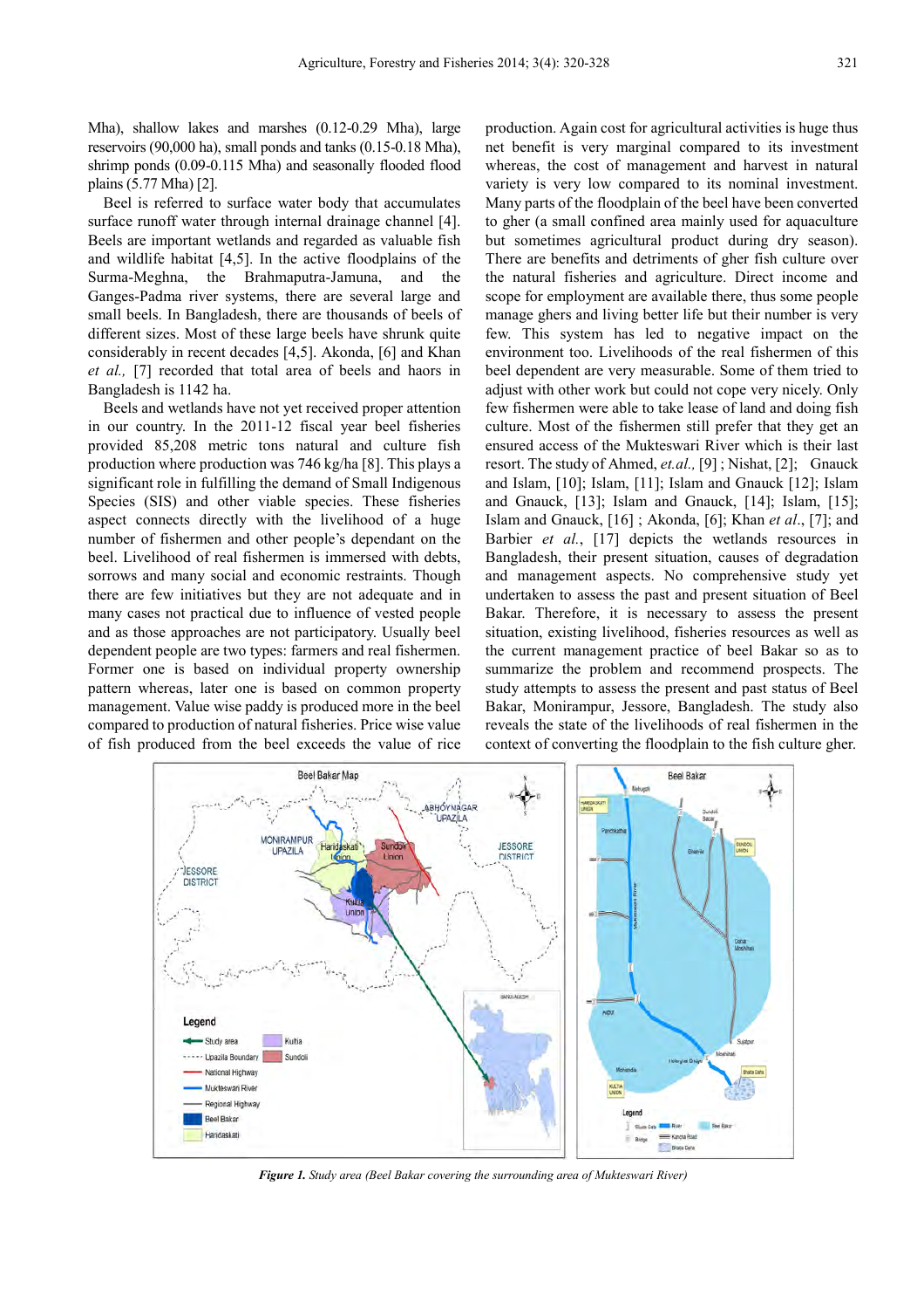Mha), shallow lakes and marshes (0.12-0.29 Mha), large reservoirs (90,000 ha), small ponds and tanks (0.15-0.18 Mha), shrimp ponds (0.09-0.115 Mha) and seasonally flooded flood plains (5.77 Mha) [2].

Beel is referred to surface water body that accumulates surface runoff water through internal drainage channel [4]. Beels are important wetlands and regarded as valuable fish and wildlife habitat [4,5]. In the active floodplains of the Surma-Meghna, the Brahmaputra-Jamuna, and the Ganges-Padma river systems, there are several large and small beels. In Bangladesh, there are thousands of beels of different sizes. Most of these large beels have shrunk quite considerably in recent decades [4,5]. Akonda, [6] and Khan *et al.,* [7] recorded that total area of beels and haors in Bangladesh is 1142 ha.

Beels and wetlands have not yet received proper attention in our country. In the 2011-12 fiscal year beel fisheries provided 85,208 metric tons natural and culture fish production where production was 746 kg/ha [8]. This plays a significant role in fulfilling the demand of Small Indigenous Species (SIS) and other viable species. These fisheries aspect connects directly with the livelihood of a huge number of fishermen and other people's dependant on the beel. Livelihood of real fishermen is immersed with debts, sorrows and many social and economic restraints. Though there are few initiatives but they are not adequate and in many cases not practical due to influence of vested people and as those approaches are not participatory. Usually beel dependent people are two types: farmers and real fishermen. Former one is based on individual property ownership pattern whereas, later one is based on common property management. Value wise paddy is produced more in the beel compared to production of natural fisheries. Price wise value of fish produced from the beel exceeds the value of rice production. Again cost for agricultural activities is huge thus net benefit is very marginal compared to its investment whereas, the cost of management and harvest in natural variety is very low compared to its nominal investment. Many parts of the floodplain of the beel have been converted to gher (a small confined area mainly used for aquaculture but sometimes agricultural product during dry season). There are benefits and detriments of gher fish culture over the natural fisheries and agriculture. Direct income and scope for employment are available there, thus some people manage ghers and living better life but their number is very few. This system has led to negative impact on the environment too. Livelihoods of the real fishermen of this beel dependent are very measurable. Some of them tried to adjust with other work but could not cope very nicely. Only few fishermen were able to take lease of land and doing fish culture. Most of the fishermen still prefer that they get an ensured access of the Mukteswari River which is their last resort. The study of Ahmed, *et.al.,* [9] ; Nishat, [2]; Gnauck and Islam, [10]; Islam, [11]; Islam and Gnauck [12]; Islam and Gnauck, [13]; Islam and Gnauck, [14]; Islam, [15]; Islam and Gnauck, [16] ; Akonda, [6]; Khan *et al.*, [7]; and Barbier *et al.*, [17] depicts the wetlands resources in Bangladesh, their present situation, causes of degradation and management aspects. No comprehensive study yet undertaken to assess the past and present situation of Beel Bakar. Therefore, it is necessary to assess the present situation, existing livelihood, fisheries resources as well as the current management practice of beel Bakar so as to summarize the problem and recommend prospects. The study attempts to assess the present and past status of Beel Bakar, Monirampur, Jessore, Bangladesh. The study also reveals the state of the livelihoods of real fishermen in the context of converting the floodplain to the fish culture gher.

***Figure 1.*** *Study area (Beel Bakar covering the surrounding area of Mukteswari River)*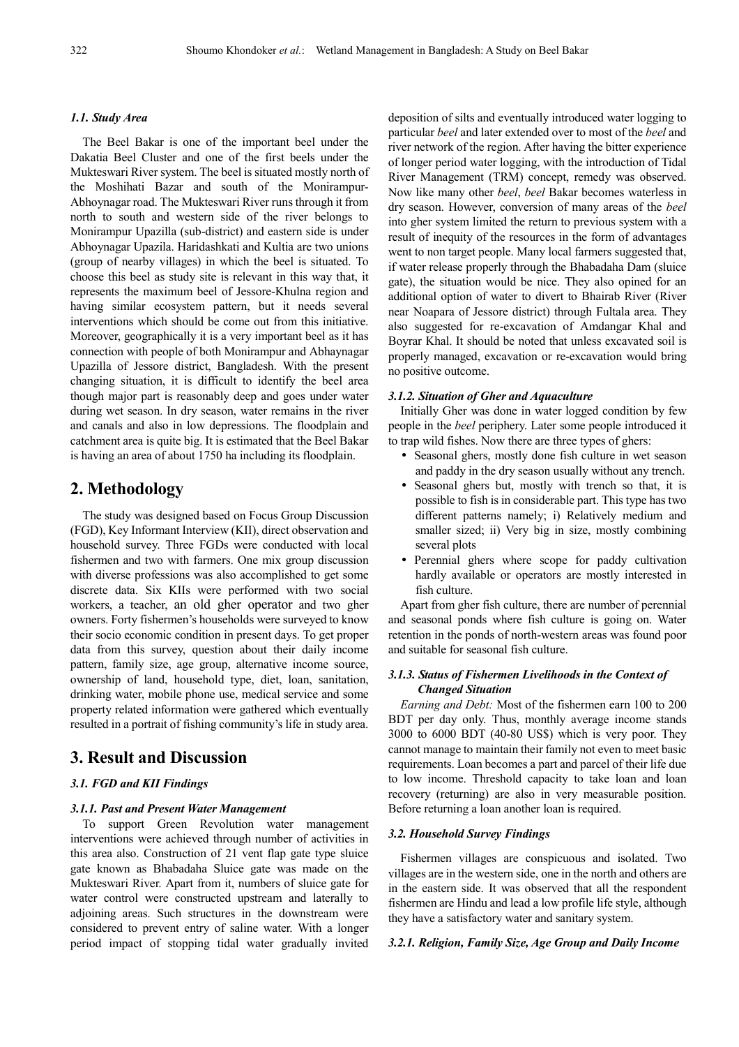### *1.1. Study Area*

The Beel Bakar is one of the important beel under the Dakatia Beel Cluster and one of the first beels under the Mukteswari River system. The beel is situated mostly north of the Moshihati Bazar and south of the Monirampur-Abhoynagar road. The Mukteswari River runs through it from north to south and western side of the river belongs to Monirampur Upazilla (sub-district) and eastern side is under Abhoynagar Upazila. Haridashkati and Kultia are two unions (group of nearby villages) in which the beel is situated. To choose this beel as study site is relevant in this way that, it represents the maximum beel of Jessore-Khulna region and having similar ecosystem pattern, but it needs several interventions which should be come out from this initiative. Moreover, geographically it is a very important beel as it has connection with people of both Monirampur and Abhaynagar Upazilla of Jessore district, Bangladesh. With the present changing situation, it is difficult to identify the beel area though major part is reasonably deep and goes under water during wet season. In dry season, water remains in the river and canals and also in low depressions. The floodplain and catchment area is quite big. It is estimated that the Beel Bakar is having an area of about 1750 ha including its floodplain.

## 2. Methodology

The study was designed based on Focus Group Discussion (FGD), Key Informant Interview (KII), direct observation and household survey. Three FGDs were conducted with local fishermen and two with farmers. One mix group discussion with diverse professions was also accomplished to get some discrete data. Six KIIs were performed with two social workers, a teacher, an old gher operator and two gher owners. Forty fishermen's households were surveyed to know their socio economic condition in present days. To get proper data from this survey, question about their daily income pattern, family size, age group, alternative income source, ownership of land, household type, diet, loan, sanitation, drinking water, mobile phone use, medical service and some property related information were gathered which eventually resulted in a portrait of fishing community's life in study area.

## 3. Result and Discussion

### *3.1. FGD and KII Findings*

#### *3.1.1. Past and Present Water Management*

To support Green Revolution water management interventions were achieved through number of activities in this area also. Construction of 21 vent flap gate type sluice gate known as Bhabadaha Sluice gate was made on the Mukteswari River. Apart from it, numbers of sluice gate for water control were constructed upstream and laterally to adjoining areas. Such structures in the downstream were considered to prevent entry of saline water. With a longer period impact of stopping tidal water gradually invited deposition of silts and eventually introduced water logging to particular *beel* and later extended over to most of the *beel* and river network of the region. After having the bitter experience of longer period water logging, with the introduction of Tidal River Management (TRM) concept, remedy was observed. Now like many other *beel*, *beel* Bakar becomes waterless in dry season. However, conversion of many areas of the *beel* into gher system limited the return to previous system with a result of inequity of the resources in the form of advantages went to non target people. Many local farmers suggested that, if water release properly through the Bhabadaha Dam (sluice gate), the situation would be nice. They also opined for an additional option of water to divert to Bhairab River (River near Noapara of Jessore district) through Fultala area. They also suggested for re-excavation of Amdangar Khal and Boyrar Khal. It should be noted that unless excavated soil is properly managed, excavation or re-excavation would bring no positive outcome.

#### *3.1.2. Situation of Gher and Aquaculture*

Initially Gher was done in water logged condition by few people in the *beel* periphery. Later some people introduced it to trap wild fishes. Now there are three types of ghers:

- Seasonal ghers, mostly done fish culture in wet season and paddy in the dry season usually without any trench.
- Seasonal ghers but, mostly with trench so that, it is possible to fish is in considerable part. This type has two different patterns namely; i) Relatively medium and smaller sized; ii) Very big in size, mostly combining several plots
- Perennial ghers where scope for paddy cultivation hardly available or operators are mostly interested in fish culture.

Apart from gher fish culture, there are number of perennial and seasonal ponds where fish culture is going on. Water retention in the ponds of north-western areas was found poor and suitable for seasonal fish culture.

#### *3.1.3. Status of Fishermen Livelihoods in the Context of Changed Situation*

*Earning and Debt:* Most of the fishermen earn 100 to 200 BDT per day only. Thus, monthly average income stands 3000 to 6000 BDT (40-80 US$) which is very poor. They cannot manage to maintain their family not even to meet basic requirements. Loan becomes a part and parcel of their life due to low income. Threshold capacity to take loan and loan recovery (returning) are also in very measurable position. Before returning a loan another loan is required.

### *3.2. Household Survey Findings*

Fishermen villages are conspicuous and isolated. Two villages are in the western side, one in the north and others are in the eastern side. It was observed that all the respondent fishermen are Hindu and lead a low profile life style, although they have a satisfactory water and sanitary system.

#### *3.2.1. Religion, Family Size, Age Group and Daily Income*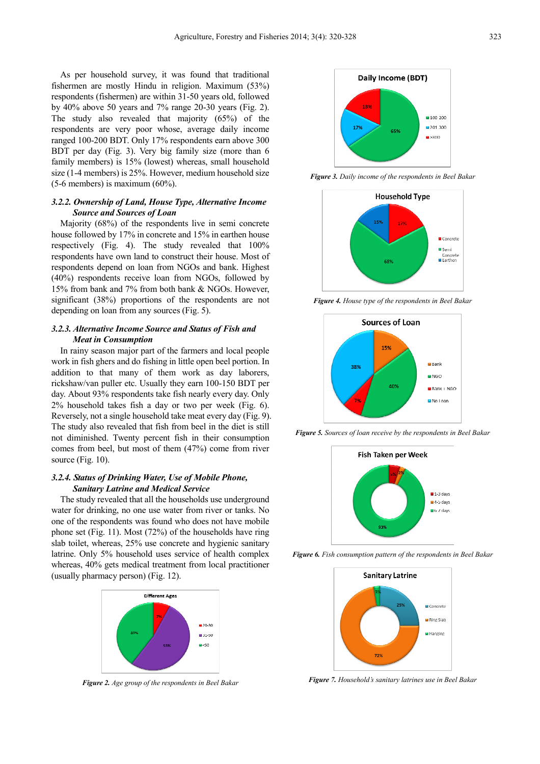As per household survey, it was found that traditional fishermen are mostly Hindu in religion. Maximum (53%) respondents (fishermen) are within 31-50 years old, followed by 40% above 50 years and 7% range 20-30 years (Fig. 2). The study also revealed that majority (65%) of the respondents are very poor whose, average daily income ranged 100-200 BDT. Only 17% respondents earn above 300 BDT per day (Fig. 3). Very big family size (more than 6 family members) is 15% (lowest) whereas, small household size (1-4 members) is 25%. However, medium household size (5-6 members) is maximum (60%).

### 3.2.2. Ownership of Land, House Type, Alternative Income Source and Sources of Loan

Majority (68%) of the respondents live in semi concrete house followed by 17% in concrete and 15% in earthen house respectively (Fig. 4). The study revealed that 100% respondents have own land to construct their house. Most of respondents depend on loan from NGOs and bank. Highest (40%) respondents receive loan from NGOs, followed by 15% from bank and 7% from both bank & NGOs. However, significant (38%) proportions of the respondents are not depending on loan from any sources (Fig. 5).

### 3.2.3. Alternative Income Source and Status of Fish and Meat in Consumption

In rainy season major part of the farmers and local people work in fish ghers and do fishing in little open beel portion. In addition to that many of them work as day laborers, rickshaw/van puller etc. Usually they earn 100-150 BDT per day. About 93% respondents take fish nearly every day. Only 2% household takes fish a day or two per week (Fig. 6). Reversely, not a single household take meat every day (Fig. 9). The study also revealed that fish from beel in the diet is still not diminished. Twenty percent fish in their consumption comes from beel, but most of them (47%) come from river source (Fig. 10).

### 3.2.4. Status of Drinking Water, Use of Mobile Phone, Sanitary Latrine and Medical Service

The study revealed that all the households use underground water for drinking, no one use water from river or tanks. No one of the respondents was found who does not have mobile phone set (Fig. 11). Most (72%) of the households have ring slab toilet, whereas, 25% use concrete and hygienic sanitary latrine. Only 5% household uses service of health complex whereas, 40% gets medical treatment from local practitioner (usually pharmacy person) (Fig. 12).

*Figure 2. Age group of the respondents in Beel Bakar*

*Figure 3. Daily income of the respondents in Beel Bakar*

*Figure 4. House type of the respondents in Beel Bakar*

*Figure 5. Sources of loan receive by the respondents in Beel Bakar*

*Figure 6. Fish consumption pattern of the respondents in Beel Bakar*

*Figure 7. Household's sanitary latrines use in Beel Bakar*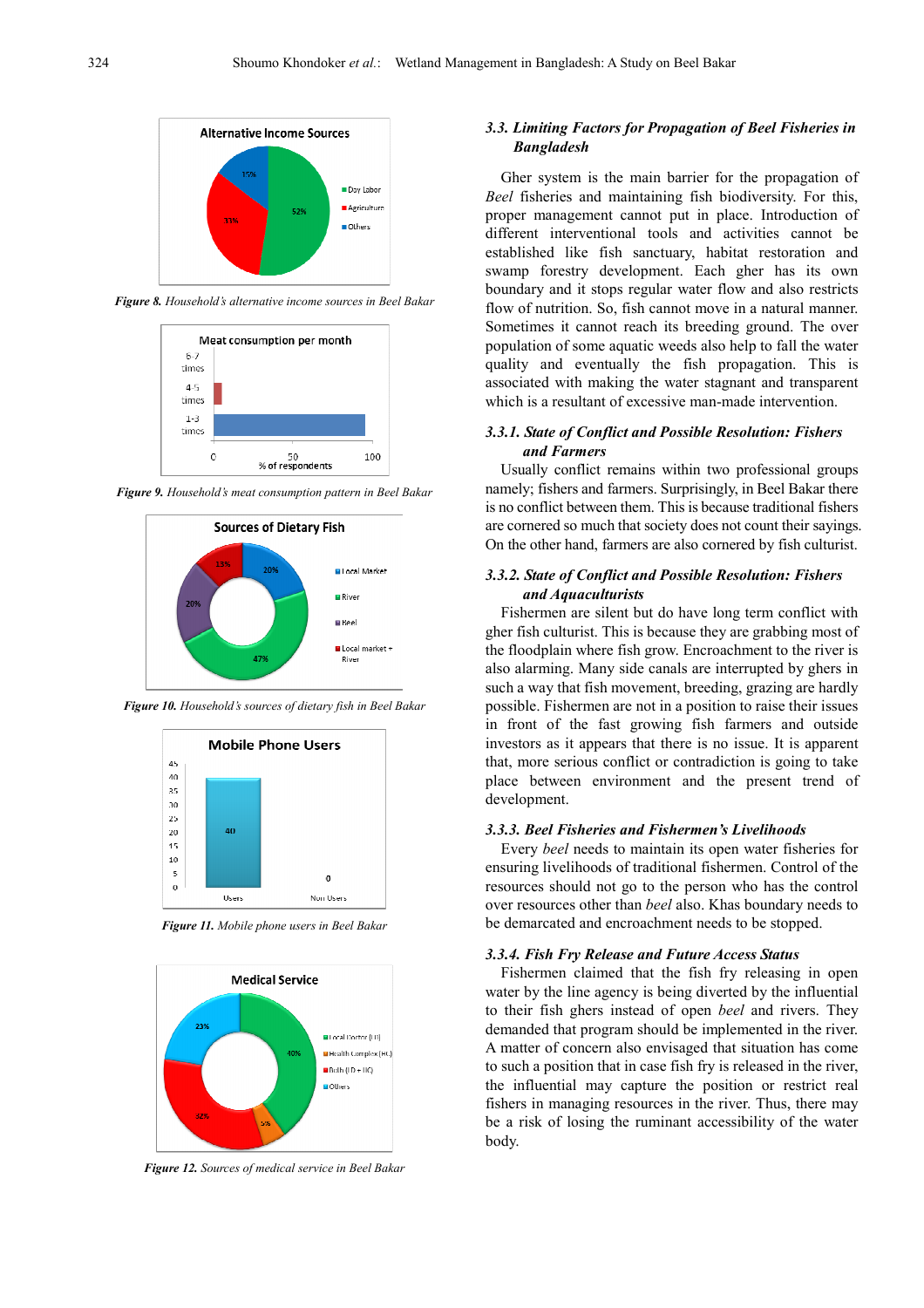*Figure 8. Household's alternative income sources in Beel Bakar*

*Figure 9. Household's meat consumption pattern in Beel Bakar*

*Figure 10. Household's sources of dietary fish in Beel Bakar*

*Figure 11. Mobile phone users in Beel Bakar*

*Figure 12. Sources of medical service in Beel Bakar*

### *3.3. Limiting Factors for Propagation of Beel Fisheries in Bangladesh*

Gher system is the main barrier for the propagation of *Beel* fisheries and maintaining fish biodiversity. For this, proper management cannot put in place. Introduction of different interventional tools and activities cannot be established like fish sanctuary, habitat restoration and swamp forestry development. Each gher has its own boundary and it stops regular water flow and also restricts flow of nutrition. So, fish cannot move in a natural manner. Sometimes it cannot reach its breeding ground. The over population of some aquatic weeds also help to fall the water quality and eventually the fish propagation. This is associated with making the water stagnant and transparent which is a resultant of excessive man-made intervention.

#### *3.3.1. State of Conflict and Possible Resolution: Fishers and Farmers*

Usually conflict remains within two professional groups namely; fishers and farmers. Surprisingly, in Beel Bakar there is no conflict between them. This is because traditional fishers are cornered so much that society does not count their sayings. On the other hand, farmers are also cornered by fish culturist.

#### *3.3.2. State of Conflict and Possible Resolution: Fishers and Aquaculturists*

Fishermen are silent but do have long term conflict with gher fish culturist. This is because they are grabbing most of the floodplain where fish grow. Encroachment to the river is also alarming. Many side canals are interrupted by ghers in such a way that fish movement, breeding, grazing are hardly possible. Fishermen are not in a position to raise their issues in front of the fast growing fish farmers and outside investors as it appears that there is no issue. It is apparent that, more serious conflict or contradiction is going to take place between environment and the present trend of development.

#### *3.3.3. Beel Fisheries and Fishermen's Livelihoods*

Every *beel* needs to maintain its open water fisheries for ensuring livelihoods of traditional fishermen. Control of the resources should not go to the person who has the control over resources other than *beel* also. Khas boundary needs to be demarcated and encroachment needs to be stopped.

#### *3.3.4. Fish Fry Release and Future Access Status*

Fishermen claimed that the fish fry releasing in open water by the line agency is being diverted by the influential to their fish ghers instead of open *beel* and rivers. They demanded that program should be implemented in the river. A matter of concern also envisaged that situation has come to such a position that in case fish fry is released in the river, the influential may capture the position or restrict real fishers in managing resources in the river. Thus, there may be a risk of losing the ruminant accessibility of the water body.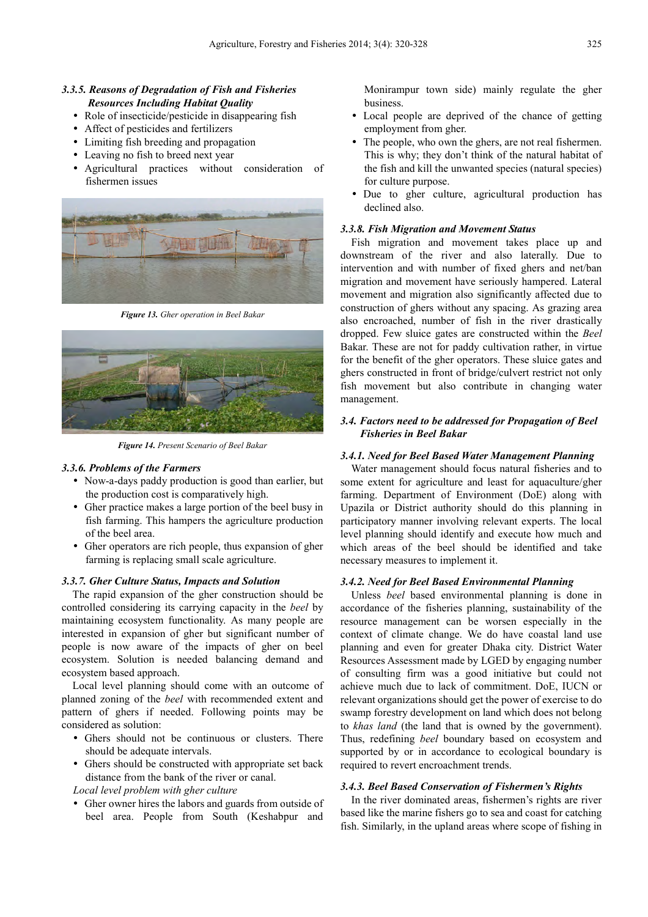### 3.3.5. Reasons of Degradation of Fish and Fisheries Resources Including Habitat Quality

- Role of insecticide/pesticide in disappearing fish
- Affect of pesticides and fertilizers
- Limiting fish breeding and propagation
- Leaving no fish to breed next year
- Agricultural practices without consideration of fishermen issues

*Figure 13. Gher operation in Beel Bakar*

*Figure 14. Present Scenario of Beel Bakar*

### 3.3.6. Problems of the Farmers

- Now-a-days paddy production is good than earlier, but the production cost is comparatively high.
- Gher practice makes a large portion of the beel busy in fish farming. This hampers the agriculture production of the beel area.
- Gher operators are rich people, thus expansion of gher farming is replacing small scale agriculture.

### 3.3.7. Gher Culture Status, Impacts and Solution

The rapid expansion of the gher construction should be controlled considering its carrying capacity in the *beel* by maintaining ecosystem functionality. As many people are interested in expansion of gher but significant number of people is now aware of the impacts of gher on beel ecosystem. Solution is needed balancing demand and ecosystem based approach.

Local level planning should come with an outcome of planned zoning of the *beel* with recommended extent and pattern of ghers if needed. Following points may be considered as solution:

- Ghers should not be continuous or clusters. There should be adequate intervals.
- Ghers should be constructed with appropriate set back distance from the bank of the river or canal.

*Local level problem with gher culture*

- Gher owner hires the labors and guards from outside of beel area. People from South (Keshabpur and Monirampur town side) mainly regulate the gher business.
- Local people are deprived of the chance of getting employment from gher.
- The people, who own the ghers, are not real fishermen. This is why; they don't think of the natural habitat of the fish and kill the unwanted species (natural species) for culture purpose.
- Due to gher culture, agricultural production has declined also.

### 3.3.8. Fish Migration and Movement Status

Fish migration and movement takes place up and downstream of the river and also laterally. Due to intervention and with number of fixed ghers and net/ban migration and movement have seriously hampered. Lateral movement and migration also significantly affected due to construction of ghers without any spacing. As grazing area also encroached, number of fish in the river drastically dropped. Few sluice gates are constructed within the *Beel* Bakar. These are not for paddy cultivation rather, in virtue for the benefit of the gher operators. These sluice gates and ghers constructed in front of bridge/culvert restrict not only fish movement but also contribute in changing water management.

## 3.4. Factors need to be addressed for Propagation of Beel Fisheries in Beel Bakar

### 3.4.1. Need for Beel Based Water Management Planning

Water management should focus natural fisheries and to some extent for agriculture and least for aquaculture/gher farming. Department of Environment (DoE) along with Upazila or District authority should do this planning in participatory manner involving relevant experts. The local level planning should identify and execute how much and which areas of the beel should be identified and take necessary measures to implement it.

### 3.4.2. Need for Beel Based Environmental Planning

Unless *beel* based environmental planning is done in accordance of the fisheries planning, sustainability of the resource management can be worsen especially in the context of climate change. We do have coastal land use planning and even for greater Dhaka city. District Water Resources Assessment made by LGED by engaging number of consulting firm was a good initiative but could not achieve much due to lack of commitment. DoE, IUCN or relevant organizations should get the power of exercise to do swamp forestry development on land which does not belong to *khas land* (the land that is owned by the government). Thus, redefining *beel* boundary based on ecosystem and supported by or in accordance to ecological boundary is required to revert encroachment trends.

### 3.4.3. Beel Based Conservation of Fishermen's Rights

In the river dominated areas, fishermen's rights are river based like the marine fishers go to sea and coast for catching fish. Similarly, in the upland areas where scope of fishing in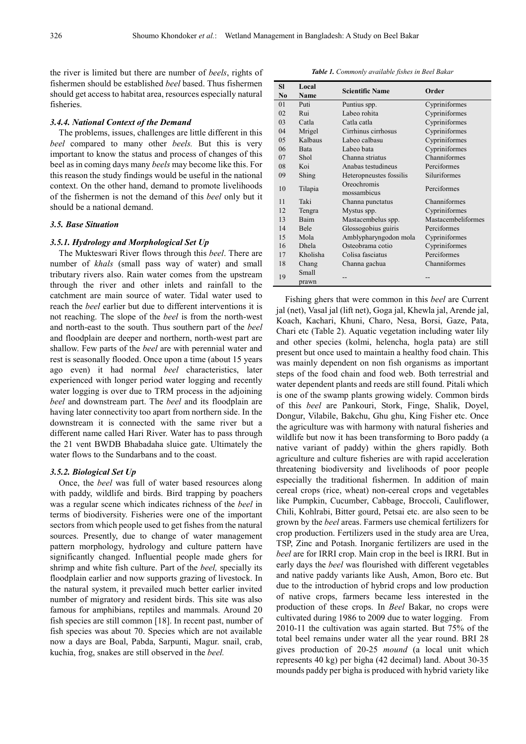the river is limited but there are number of *beels*, rights of fishermen should be established *beel* based. Thus fishermen should get access to habitat area, resources especially natural fisheries.

### *3.4.4. National Context of the Demand*

The problems, issues, challenges are little different in this *beel* compared to many other *beels.* But this is very important to know the status and process of changes of this beel as in coming days many *beels* may become like this. For this reason the study findings would be useful in the national context. On the other hand, demand to promote livelihoods of the fishermen is not the demand of this *beel* only but it should be a national demand.

### *3.5. Base Situation*

### *3.5.1. Hydrology and Morphological Set Up*

The Mukteswari River flows through this *beel*. There are number of *khals* (small pass way of water) and small tributary rivers also. Rain water comes from the upstream through the river and other inlets and rainfall to the catchment are main source of water. Tidal water used to reach the *beel* earlier but due to different interventions it is not reaching. The slope of the *beel* is from the north-west and north-east to the south. Thus southern part of the *beel* and floodplain are deeper and northern, north-west part are shallow. Few parts of the *beel* are with perennial water and rest is seasonally flooded. Once upon a time (about 15 years ago even) it had normal *beel* characteristics, later experienced with longer period water logging and recently water logging is over due to TRM process in the adjoining *beel* and downstream part. The *beel* and its floodplain are having later connectivity too apart from northern side. In the downstream it is connected with the same river but a different name called Hari River. Water has to pass through the 21 vent BWDB Bhabadaha sluice gate. Ultimately the water flows to the Sundarbans and to the coast.

### *3.5.2. Biological Set Up*

Once, the *beel* was full of water based resources along with paddy, wildlife and birds. Bird trapping by poachers was a regular scene which indicates richness of the *beel* in terms of biodiversity. Fisheries were one of the important sectors from which people used to get fishes from the natural sources. Presently, due to change of water management pattern morphology, hydrology and culture pattern have significantly changed. Influential people made ghers for shrimp and white fish culture. Part of the *beel,* specially its floodplain earlier and now supports grazing of livestock. In the natural system, it prevailed much better earlier invited number of migratory and resident birds. This site was also famous for amphibians, reptiles and mammals. Around 20 fish species are still common [18]. In recent past, number of fish species was about 70. Species which are not available now a days are Boal, Pabda, Sarpunti, Magur. snail, crab, kuchia, frog, snakes are still observed in the *beel.*

***Table 1.** Commonly available fishes in Beel Bakar*

| Sl No | Local Name | Scientific Name | Order |
|---|---|---|---|
| 01 | Puti | Puntius spp. | Cypriniformes |
| 02 | Rui | Labeo rohita | Cypriniformes |
| 03 | Catla | Catla catla | Cypriniformes |
| 04 | Mrigel | Cirrhinus cirrhosus | Cypriniformes |
| 05 | Kalbaus | Labeo calbasu | Cypriniformes |
| 06 | Bata | Labeo bata | Cypriniformes |
| 07 | Shol | Channa striatus | Channiformes |
| 08 | Koi | Anabas testudineus | Perciformes |
| 09 | Shing | Heteropneustes fossilis | Siluriformes |
| 10 | Tilapia | Oreochromis mossambicus | Perciformes |
| 11 | Taki | Channa punctatus | Channiformes |
| 12 | Tengra | Mystus spp. | Cypriniformes |
| 13 | Baim | Mastacembelus spp. | Mastacembeliformes |
| 14 | Bele | Glossogobius guiris | Perciformes |
| 15 | Mola | Amblypharyngodon mola | Cypriniformes |
| 16 | Dhela | Osteobrama cotio | Cypriniformes |
| 17 | Kholisha | Colisa fasciatus | Perciformes |
| 18 | Chang | Channa gachua | Channiformes |
| 19 | Small prawn | -- | -- |

Fishing ghers that were common in this *beel* are Current jal (net), Vasal jal (lift net), Goga jal, Khewla jal, Arende jal, Koach, Kachari, Khuni, Charo, Nesa, Borsi, Gaze, Pata, Chari etc (Table 2). Aquatic vegetation including water lily and other species (kolmi, helencha, hogla pata) are still present but once used to maintain a healthy food chain. This was mainly dependent on non fish organisms as important steps of the food chain and food web. Both terrestrial and water dependent plants and reeds are still found. Pitali which is one of the swamp plants growing widely. Common birds of this *beel* are Pankouri, Stork, Finge, Shalik, Doyel, Dongur, Vilabile, Bakchu, Ghu ghu, King Fisher etc. Once the agriculture was with harmony with natural fisheries and wildlife but now it has been transforming to Boro paddy (a native variant of paddy) within the ghers rapidly. Both agriculture and culture fisheries are with rapid acceleration threatening biodiversity and livelihoods of poor people especially the traditional fishermen. In addition of main cereal crops (rice, wheat) non-cereal crops and vegetables like Pumpkin, Cucumber, Cabbage, Broccoli, Cauliflower, Chili, Kohlrabi, Bitter gourd, Petsai etc. are also seen to be grown by the *beel* areas. Farmers use chemical fertilizers for crop production. Fertilizers used in the study area are Urea, TSP, Zinc and Potash. Inorganic fertilizers are used in the *beel* are for IRRI crop. Main crop in the beel is IRRI. But in early days the *beel* was flourished with different vegetables and native paddy variants like Aush, Amon, Boro etc. But due to the introduction of hybrid crops and low production of native crops, farmers became less interested in the production of these crops. In *Beel* Bakar, no crops were cultivated during 1986 to 2009 due to water logging. From 2010-11 the cultivation was again started. But 75% of the total beel remains under water all the year round. BRI 28 gives production of 20-25 *mound* (a local unit which represents 40 kg) per bigha (42 decimal) land. About 30-35 mounds paddy per bigha is produced with hybrid variety like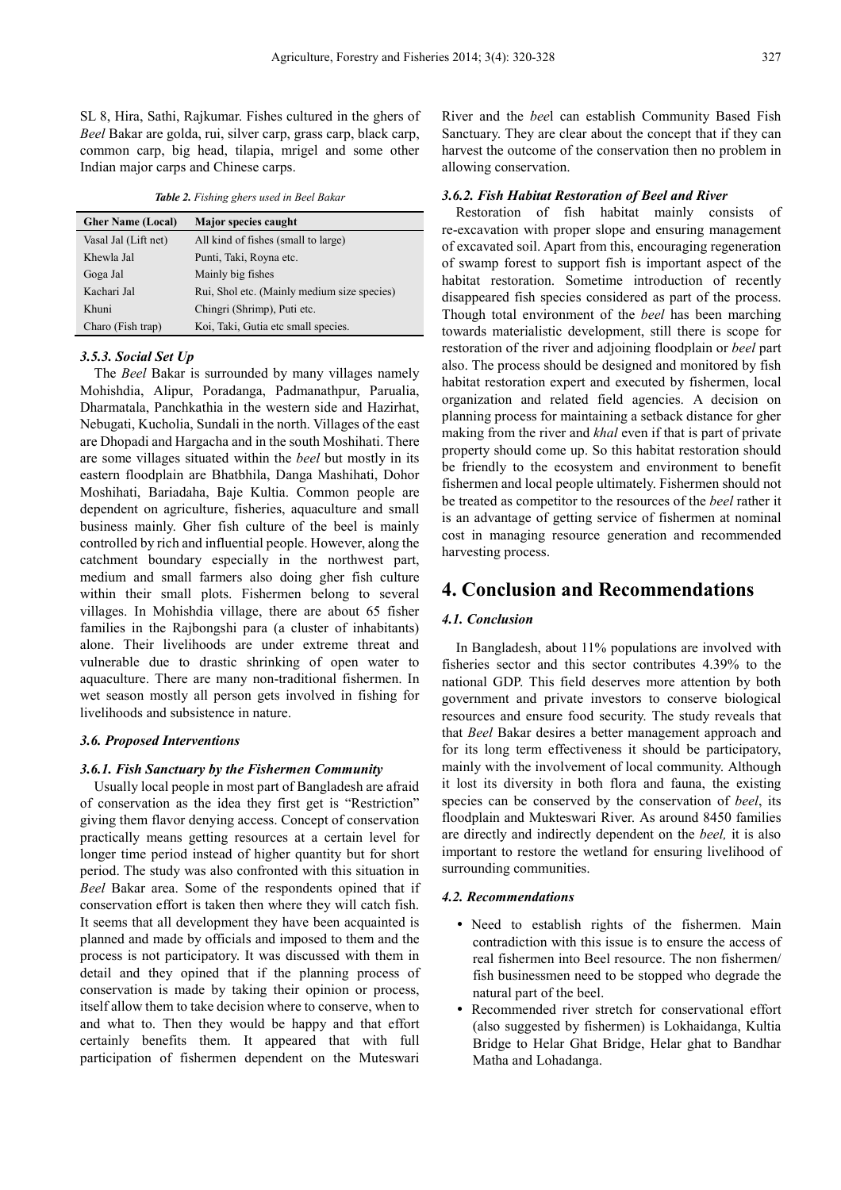SL 8, Hira, Sathi, Rajkumar. Fishes cultured in the ghers of *Beel* Bakar are golda, rui, silver carp, grass carp, black carp, common carp, big head, tilapia, mrigel and some other Indian major carps and Chinese carps.

*Table 2. Fishing ghers used in Beel Bakar*

| Gher Name (Local) | Major species caught |
|---|---|
| Vasal Jal (Lift net) | All kind of fishes (small to large) |
| Khewla Jal | Punti, Taki, Royna etc. |
| Goga Jal | Mainly big fishes |
| Kachari Jal | Rui, Shol etc. (Mainly medium size species) |
| Khuni | Chingri (Shrimp), Puti etc. |
| Charo (Fish trap) | Koi, Taki, Gutia etc small species. |

### *3.5.3. Social Set Up*

The *Beel* Bakar is surrounded by many villages namely Mohishdia, Alipur, Poradanga, Padmanathpur, Parualia, Dharmatala, Panchkathia in the western side and Hazirhat, Nebugati, Kucholia, Sundali in the north. Villages of the east are Dhopadi and Hargacha and in the south Moshihati. There are some villages situated within the *beel* but mostly in its eastern floodplain are Bhatbhila, Danga Mashihati, Dohor Moshihati, Bariadaha, Baje Kultia. Common people are dependent on agriculture, fisheries, aquaculture and small business mainly. Gher fish culture of the beel is mainly controlled by rich and influential people. However, along the catchment boundary especially in the northwest part, medium and small farmers also doing gher fish culture within their small plots. Fishermen belong to several villages. In Mohishdia village, there are about 65 fisher families in the Rajbongshi para (a cluster of inhabitants) alone. Their livelihoods are under extreme threat and vulnerable due to drastic shrinking of open water to aquaculture. There are many non-traditional fishermen. In wet season mostly all person gets involved in fishing for livelihoods and subsistence in nature.

### *3.6. Proposed Interventions*

### *3.6.1. Fish Sanctuary by the Fishermen Community*

Usually local people in most part of Bangladesh are afraid of conservation as the idea they first get is "Restriction" giving them flavor denying access. Concept of conservation practically means getting resources at a certain level for longer time period instead of higher quantity but for short period. The study was also confronted with this situation in *Beel* Bakar area. Some of the respondents opined that if conservation effort is taken then where they will catch fish. It seems that all development they have been acquainted is planned and made by officials and imposed to them and the process is not participatory. It was discussed with them in detail and they opined that if the planning process of conservation is made by taking their opinion or process, itself allow them to take decision where to conserve, when to and what to. Then they would be happy and that effort certainly benefits them. It appeared that with full participation of fishermen dependent on the Muteswari River and the *bee*l can establish Community Based Fish Sanctuary. They are clear about the concept that if they can harvest the outcome of the conservation then no problem in allowing conservation.

### *3.6.2. Fish Habitat Restoration of Beel and River*

Restoration of fish habitat mainly consists of re-excavation with proper slope and ensuring management of excavated soil. Apart from this, encouraging regeneration of swamp forest to support fish is important aspect of the habitat restoration. Sometime introduction of recently disappeared fish species considered as part of the process. Though total environment of the *beel* has been marching towards materialistic development, still there is scope for restoration of the river and adjoining floodplain or *beel* part also. The process should be designed and monitored by fish habitat restoration expert and executed by fishermen, local organization and related field agencies. A decision on planning process for maintaining a setback distance for gher making from the river and *khal* even if that is part of private property should come up. So this habitat restoration should be friendly to the ecosystem and environment to benefit fishermen and local people ultimately. Fishermen should not be treated as competitor to the resources of the *beel* rather it is an advantage of getting service of fishermen at nominal cost in managing resource generation and recommended harvesting process.

## 4. Conclusion and Recommendations

### *4.1. Conclusion*

In Bangladesh, about 11% populations are involved with fisheries sector and this sector contributes 4.39% to the national GDP. This field deserves more attention by both government and private investors to conserve biological resources and ensure food security. The study reveals that that *Beel* Bakar desires a better management approach and for its long term effectiveness it should be participatory, mainly with the involvement of local community. Although it lost its diversity in both flora and fauna, the existing species can be conserved by the conservation of *beel*, its floodplain and Mukteswari River. As around 8450 families are directly and indirectly dependent on the *beel,* it is also important to restore the wetland for ensuring livelihood of surrounding communities.

### *4.2. Recommendations*

- Need to establish rights of the fishermen. Main contradiction with this issue is to ensure the access of real fishermen into Beel resource. The non fishermen/ fish businessmen need to be stopped who degrade the natural part of the beel.
- Recommended river stretch for conservational effort (also suggested by fishermen) is Lokhaidanga, Kultia Bridge to Helar Ghat Bridge, Helar ghat to Bandhar Matha and Lohadanga.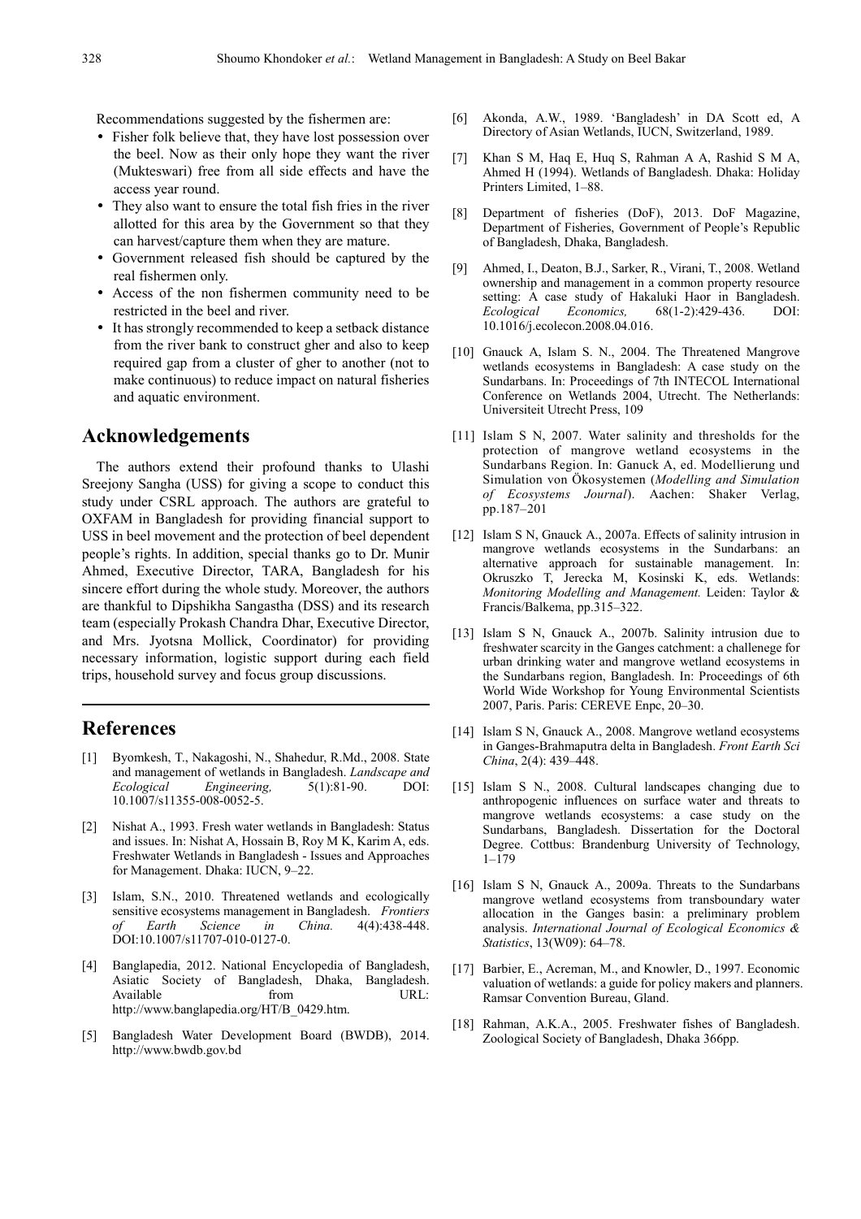Recommendations suggested by the fishermen are:

- Fisher folk believe that, they have lost possession over the beel. Now as their only hope they want the river (Mukteswari) free from all side effects and have the access year round.
- They also want to ensure the total fish fries in the river allotted for this area by the Government so that they can harvest/capture them when they are mature.
- Government released fish should be captured by the real fishermen only.
- Access of the non fishermen community need to be restricted in the beel and river.
- It has strongly recommended to keep a setback distance from the river bank to construct gher and also to keep required gap from a cluster of gher to another (not to make continuous) to reduce impact on natural fisheries and aquatic environment.

## Acknowledgements

The authors extend their profound thanks to Ulashi Sreejony Sangha (USS) for giving a scope to conduct this study under CSRL approach. The authors are grateful to OXFAM in Bangladesh for providing financial support to USS in beel movement and the protection of beel dependent people's rights. In addition, special thanks go to Dr. Munir Ahmed, Executive Director, TARA, Bangladesh for his sincere effort during the whole study. Moreover, the authors are thankful to Dipshikha Sangastha (DSS) and its research team (especially Prokash Chandra Dhar, Executive Director, and Mrs. Jyotsna Mollick, Coordinator) for providing necessary information, logistic support during each field trips, household survey and focus group discussions.

## References

[1] Byomkesh, T., Nakagoshi, N., Shahedur, R.Md., 2008. State and management of wetlands in Bangladesh. *Landscape and Ecological Engineering,* 5(1):81-90. DOI: 10.1007/s11355-008-0052-5.

[2] Nishat A., 1993. Fresh water wetlands in Bangladesh: Status and issues. In: Nishat A, Hossain B, Roy M K, Karim A, eds. Freshwater Wetlands in Bangladesh - Issues and Approaches for Management. Dhaka: IUCN, 9–22.

[3] Islam, S.N., 2010. Threatened wetlands and ecologically sensitive ecosystems management in Bangladesh. *Frontiers of Earth Science in China.* 4(4):438-448. DOI:10.1007/s11707-010-0127-0.

[4] Banglapedia, 2012. National Encyclopedia of Bangladesh, Asiatic Society of Bangladesh, Dhaka, Bangladesh. Available from URL: http://www.banglapedia.org/HT/B_0429.htm.

[5] Bangladesh Water Development Board (BWDB), 2014. http://www.bwdb.gov.bd

[6] Akonda, A.W., 1989. 'Bangladesh' in DA Scott ed, A Directory of Asian Wetlands, IUCN, Switzerland, 1989.

[7] Khan S M, Haq E, Huq S, Rahman A A, Rashid S M A, Ahmed H (1994). Wetlands of Bangladesh. Dhaka: Holiday Printers Limited, 1–88.

[8] Department of fisheries (DoF), 2013. DoF Magazine, Department of Fisheries, Government of People's Republic of Bangladesh, Dhaka, Bangladesh.

[9] Ahmed, I., Deaton, B.J., Sarker, R., Virani, T., 2008. Wetland ownership and management in a common property resource setting: A case study of Hakaluki Haor in Bangladesh. *Ecological Economics,* 68(1-2):429-436. DOI: 10.1016/j.ecolecon.2008.04.016.

[10] Gnauck A, Islam S. N., 2004. The Threatened Mangrove wetlands ecosystems in Bangladesh: A case study on the Sundarbans. In: Proceedings of 7th INTECOL International Conference on Wetlands 2004, Utrecht. The Netherlands: Universiteit Utrecht Press, 109

[11] Islam S N, 2007. Water salinity and thresholds for the protection of mangrove wetland ecosystems in the Sundarbans Region. In: Ganuck A, ed. Modellierung und Simulation von Ökosystemen (*Modelling and Simulation of Ecosystems Journal*). Aachen: Shaker Verlag, pp.187–201

[12] Islam S N, Gnauck A., 2007a. Effects of salinity intrusion in mangrove wetlands ecosystems in the Sundarbans: an alternative approach for sustainable management. In: Okruszko T, Jerecka M, Kosinski K, eds. Wetlands: *Monitoring Modelling and Management.* Leiden: Taylor & Francis/Balkema, pp.315–322.

[13] Islam S N, Gnauck A., 2007b. Salinity intrusion due to freshwater scarcity in the Ganges catchment: a challenege for urban drinking water and mangrove wetland ecosystems in the Sundarbans region, Bangladesh. In: Proceedings of 6th World Wide Workshop for Young Environmental Scientists 2007, Paris. Paris: CEREVE Enpc, 20–30.

[14] Islam S N, Gnauck A., 2008. Mangrove wetland ecosystems in Ganges-Brahmaputra delta in Bangladesh. *Front Earth Sci China*, 2(4): 439–448.

[15] Islam S N., 2008. Cultural landscapes changing due to anthropogenic influences on surface water and threats to mangrove wetlands ecosystems: a case study on the Sundarbans, Bangladesh. Dissertation for the Doctoral Degree. Cottbus: Brandenburg University of Technology, 1–179

[16] Islam S N, Gnauck A., 2009a. Threats to the Sundarbans mangrove wetland ecosystems from transboundary water allocation in the Ganges basin: a preliminary problem analysis. *International Journal of Ecological Economics & Statistics*, 13(W09): 64–78.

[17] Barbier, E., Acreman, M., and Knowler, D., 1997. Economic valuation of wetlands: a guide for policy makers and planners. Ramsar Convention Bureau, Gland.

[18] Rahman, A.K.A., 2005. Freshwater fishes of Bangladesh. Zoological Society of Bangladesh, Dhaka 366pp.